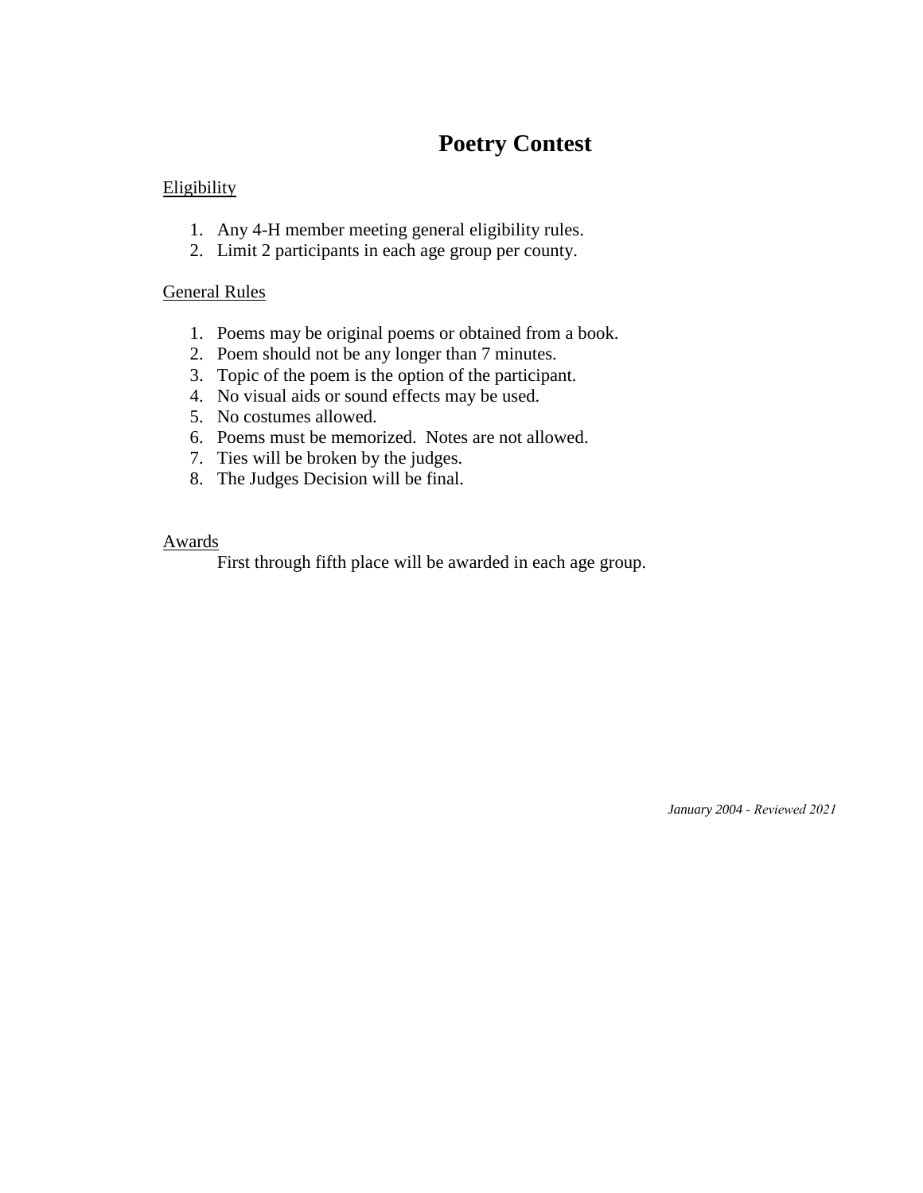# Poetry Contest

Eligibility

1. Any 4-H member meeting general eligibility rules.
2. Limit 2 participants in each age group per county.

General Rules

1. Poems may be original poems or obtained from a book.
2. Poem should not be any longer than 7 minutes.
3. Topic of the poem is the option of the participant.
4. No visual aids or sound effects may be used.
5. No costumes allowed.
6. Poems must be memorized. Notes are not allowed.
7. Ties will be broken by the judges.
8. The Judges Decision will be final.

Awards

First through fifth place will be awarded in each age group.

*January 2004 - Reviewed 2021*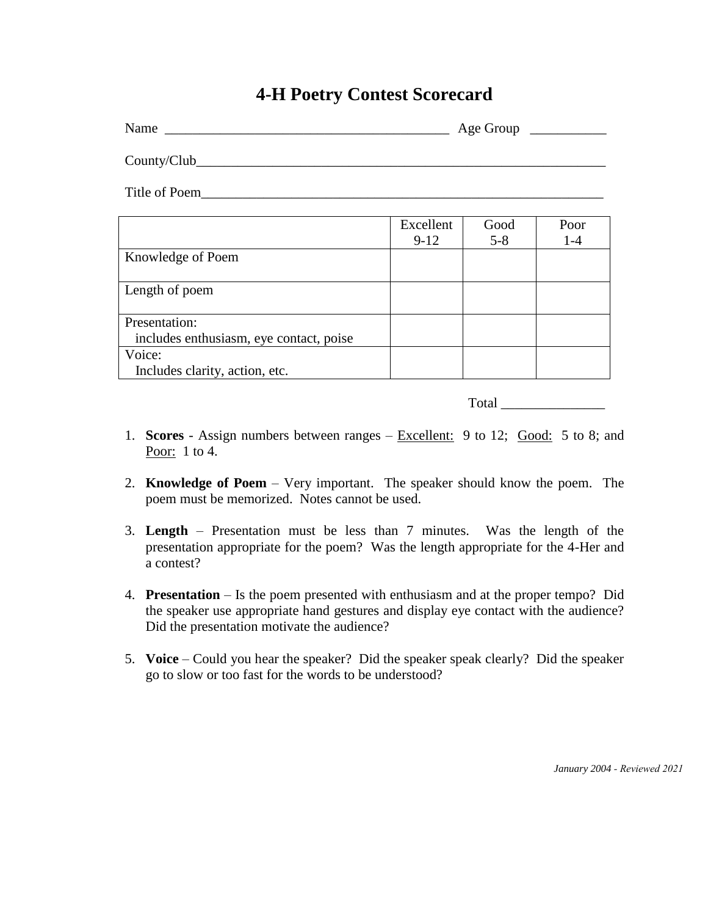# 4-H Poetry Contest Scorecard

Name ________________________________________ Age Group ___________

County/Club___________________________________________________________

Title of Poem_________________________________________________________

| | Excellent 9-12 | Good 5-8 | Poor 1-4 |
|---|---|---|---|
| Knowledge of Poem | | | |
| Length of poem | | | |
| Presentation: includes enthusiasm, eye contact, poise | | | |
| Voice: Includes clarity, action, etc. | | | |

Total _______________

1. **Scores** - Assign numbers between ranges – Excellent: 9 to 12; Good: 5 to 8; and Poor: 1 to 4.

2. **Knowledge of Poem** – Very important. The speaker should know the poem. The poem must be memorized. Notes cannot be used.

3. **Length** – Presentation must be less than 7 minutes. Was the length of the presentation appropriate for the poem? Was the length appropriate for the 4-Her and a contest?

4. **Presentation** – Is the poem presented with enthusiasm and at the proper tempo? Did the speaker use appropriate hand gestures and display eye contact with the audience? Did the presentation motivate the audience?

5. **Voice** – Could you hear the speaker? Did the speaker speak clearly? Did the speaker go to slow or too fast for the words to be understood?

*January 2004 - Reviewed 2021*